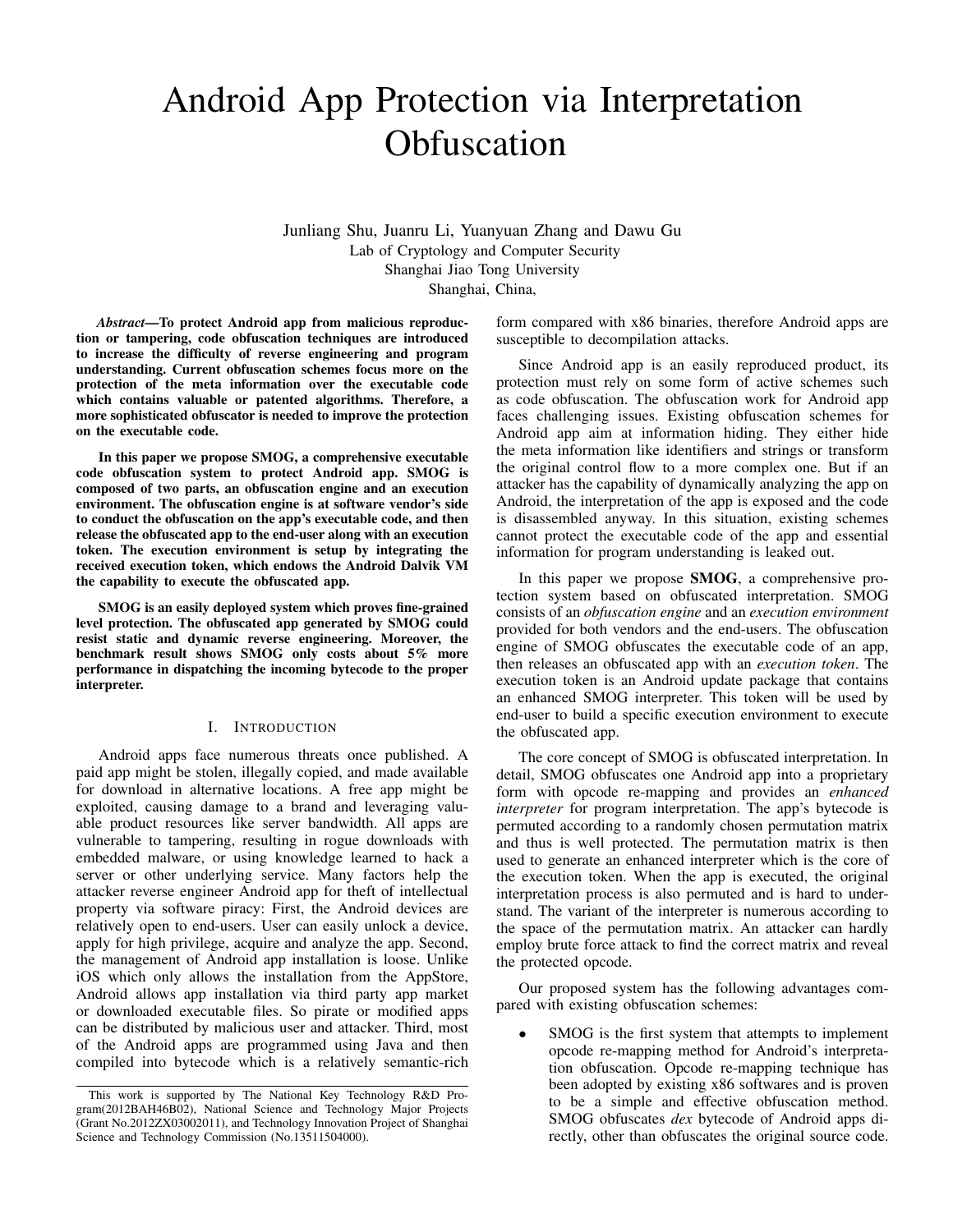# Android App Protection via Interpretation Obfuscation

Junliang Shu, Juanru Li, Yuanyuan Zhang and Dawu Gu
Lab of Cryptology and Computer Security
Shanghai Jiao Tong University
Shanghai, China,

***Abstract*—To protect Android app from malicious reproduction or tampering, code obfuscation techniques are introduced to increase the difficulty of reverse engineering and program understanding. Current obfuscation schemes focus more on the protection of the meta information over the executable code which contains valuable or patented algorithms. Therefore, a more sophisticated obfuscator is needed to improve the protection on the executable code.**

**In this paper we propose SMOG, a comprehensive executable code obfuscation system to protect Android app. SMOG is composed of two parts, an obfuscation engine and an execution environment. The obfuscation engine is at software vendor's side to conduct the obfuscation on the app's executable code, and then release the obfuscated app to the end-user along with an execution token. The execution environment is setup by integrating the received execution token, which endows the Android Dalvik VM the capability to execute the obfuscated app.**

**SMOG is an easily deployed system which proves fine-grained level protection. The obfuscated app generated by SMOG could resist static and dynamic reverse engineering. Moreover, the benchmark result shows SMOG only costs about 5% more performance in dispatching the incoming bytecode to the proper interpreter.**

## I. Introduction

Android apps face numerous threats once published. A paid app might be stolen, illegally copied, and made available for download in alternative locations. A free app might be exploited, causing damage to a brand and leveraging valuable product resources like server bandwidth. All apps are vulnerable to tampering, resulting in rogue downloads with embedded malware, or using knowledge learned to hack a server or other underlying service. Many factors help the attacker reverse engineer Android app for theft of intellectual property via software piracy: First, the Android devices are relatively open to end-users. User can easily unlock a device, apply for high privilege, acquire and analyze the app. Second, the management of Android app installation is loose. Unlike iOS which only allows the installation from the AppStore, Android allows app installation via third party app market or downloaded executable files. So pirate or modified apps can be distributed by malicious user and attacker. Third, most of the Android apps are programmed using Java and then compiled into bytecode which is a relatively semantic-rich form compared with x86 binaries, therefore Android apps are susceptible to decompilation attacks.

Since Android app is an easily reproduced product, its protection must rely on some form of active schemes such as code obfuscation. The obfuscation work for Android app faces challenging issues. Existing obfuscation schemes for Android app aim at information hiding. They either hide the meta information like identifiers and strings or transform the original control flow to a more complex one. But if an attacker has the capability of dynamically analyzing the app on Android, the interpretation of the app is exposed and the code is disassembled anyway. In this situation, existing schemes cannot protect the executable code of the app and essential information for program understanding is leaked out.

In this paper we propose **SMOG**, a comprehensive protection system based on obfuscated interpretation. SMOG consists of an *obfuscation engine* and an *execution environment* provided for both vendors and the end-users. The obfuscation engine of SMOG obfuscates the executable code of an app, then releases an obfuscated app with an *execution token*. The execution token is an Android update package that contains an enhanced SMOG interpreter. This token will be used by end-user to build a specific execution environment to execute the obfuscated app.

The core concept of SMOG is obfuscated interpretation. In detail, SMOG obfuscates one Android app into a proprietary form with opcode re-mapping and provides an *enhanced interpreter* for program interpretation. The app's bytecode is permuted according to a randomly chosen permutation matrix and thus is well protected. The permutation matrix is then used to generate an enhanced interpreter which is the core of the execution token. When the app is executed, the original interpretation process is also permuted and is hard to understand. The variant of the interpreter is numerous according to the space of the permutation matrix. An attacker can hardly employ brute force attack to find the correct matrix and reveal the protected opcode.

Our proposed system has the following advantages compared with existing obfuscation schemes:

- SMOG is the first system that attempts to implement opcode re-mapping method for Android's interpretation obfuscation. Opcode re-mapping technique has been adopted by existing x86 softwares and is proven to be a simple and effective obfuscation method. SMOG obfuscates *dex* bytecode of Android apps directly, other than obfuscates the original source code.

This work is supported by The National Key Technology R&D Program(2012BAH46B02), National Science and Technology Major Projects (Grant No.2012ZX03002011), and Technology Innovation Project of Shanghai Science and Technology Commission (No.13511504000).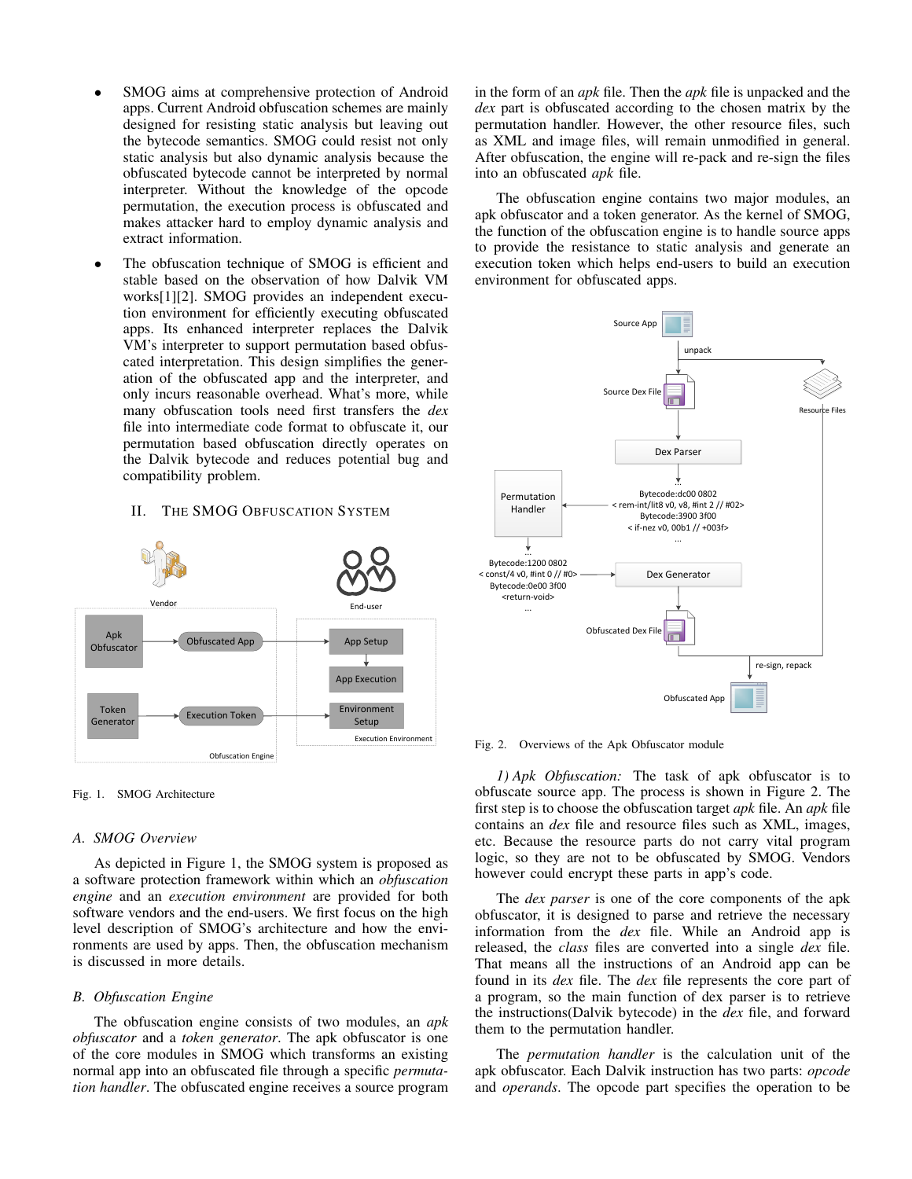- SMOG aims at comprehensive protection of Android apps. Current Android obfuscation schemes are mainly designed for resisting static analysis but leaving out the bytecode semantics. SMOG could resist not only static analysis but also dynamic analysis because the obfuscated bytecode cannot be interpreted by normal interpreter. Without the knowledge of the opcode permutation, the execution process is obfuscated and makes attacker hard to employ dynamic analysis and extract information.
- The obfuscation technique of SMOG is efficient and stable based on the observation of how Dalvik VM works[1][2]. SMOG provides an independent execution environment for efficiently executing obfuscated apps. Its enhanced interpreter replaces the Dalvik VM's interpreter to support permutation based obfuscated interpretation. This design simplifies the generation of the obfuscated app and the interpreter, and only incurs reasonable overhead. What's more, while many obfuscation tools need first transfers the *dex* file into intermediate code format to obfuscate it, our permutation based obfuscation directly operates on the Dalvik bytecode and reduces potential bug and compatibility problem.

## II. The SMOG Obfuscation System

Fig. 1. SMOG Architecture

### A. SMOG Overview

As depicted in Figure 1, the SMOG system is proposed as a software protection framework within which an *obfuscation engine* and an *execution environment* are provided for both software vendors and the end-users. We first focus on the high level description of SMOG's architecture and how the environments are used by apps. Then, the obfuscation mechanism is discussed in more details.

### B. Obfuscation Engine

The obfuscation engine consists of two modules, an *apk obfuscator* and a *token generator*. The apk obfuscator is one of the core modules in SMOG which transforms an existing normal app into an obfuscated file through a specific *permutation handler*. The obfuscated engine receives a source program in the form of an *apk* file. Then the *apk* file is unpacked and the *dex* part is obfuscated according to the chosen matrix by the permutation handler. However, the other resource files, such as XML and image files, will remain unmodified in general. After obfuscation, the engine will re-pack and re-sign the files into an obfuscated *apk* file.

The obfuscation engine contains two major modules, an apk obfuscator and a token generator. As the kernel of SMOG, the function of the obfuscation engine is to handle source apps to provide the resistance to static analysis and generate an execution token which helps end-users to build an execution environment for obfuscated apps.

Fig. 2. Overviews of the Apk Obfuscator module

*1) Apk Obfuscation:* The task of apk obfuscator is to obfuscate source app. The process is shown in Figure 2. The first step is to choose the obfuscation target *apk* file. An *apk* file contains an *dex* file and resource files such as XML, images, etc. Because the resource parts do not carry vital program logic, so they are not to be obfuscated by SMOG. Vendors however could encrypt these parts in app's code.

The *dex parser* is one of the core components of the apk obfuscator, it is designed to parse and retrieve the necessary information from the *dex* file. While an Android app is released, the *class* files are converted into a single *dex* file. That means all the instructions of an Android app can be found in its *dex* file. The *dex* file represents the core part of a program, so the main function of dex parser is to retrieve the instructions(Dalvik bytecode) in the *dex* file, and forward them to the permutation handler.

The *permutation handler* is the calculation unit of the apk obfuscator. Each Dalvik instruction has two parts: *opcode* and *operands*. The opcode part specifies the operation to be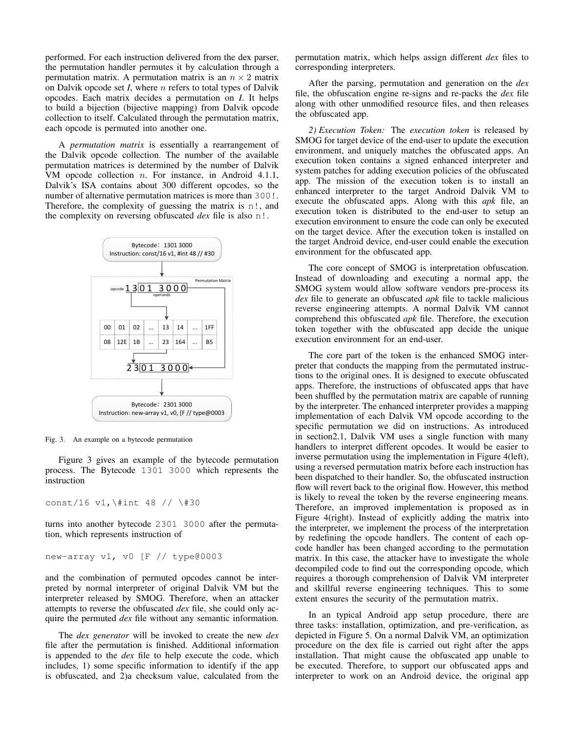performed. For each instruction delivered from the dex parser, the permutation handler permutes it by calculation through a permutation matrix. A permutation matrix is an $n \times 2$ matrix on Dalvik opcode set *I*, where $n$ refers to total types of Dalvik opcodes. Each matrix decides a permutation on *I*. It helps to build a bijection (bijective mapping) from Dalvik opcode collection to itself. Calculated through the permutation matrix, each opcode is permuted into another one.

A *permutation matrix* is essentially a rearrangement of the Dalvik opcode collection. The number of the available permutation matrices is determined by the number of Dalvik VM opcode collection $n$. For instance, in Android 4.1.1, Dalvik's ISA contains about 300 different opcodes, so the number of alternative permutation matrices is more than `300!`. Therefore, the complexity of guessing the matrix is `n!`, and the complexity on reversing obfuscated *dex* file is also `n!`.

Fig. 3. An example on a bytecode permutation

Figure 3 gives an example of the bytecode permutation process. The Bytecode `1301 3000` which represents the instruction

```
const/16 v1,\#int 48 // \#30
```

turns into another bytecode `2301 3000` after the permutation, which represents instruction of

```
new-array v1, v0 [F // type@0003
```

and the combination of permuted opcodes cannot be interpreted by normal interpreter of original Dalvik VM but the interpreter released by SMOG. Therefore, when an attacker attempts to reverse the obfuscated *dex* file, she could only acquire the permuted *dex* file without any semantic information.

The *dex generator* will be invoked to create the new *dex* file after the permutation is finished. Additional information is appended to the *dex* file to help execute the code, which includes, 1) some specific information to identify if the app is obfuscated, and 2)a checksum value, calculated from the permutation matrix, which helps assign different *dex* files to corresponding interpreters.

After the parsing, permutation and generation on the *dex* file, the obfuscation engine re-signs and re-packs the *dex* file along with other unmodified resource files, and then releases the obfuscated app.

*2) Execution Token:* The *execution token* is released by SMOG for target device of the end-user to update the execution environment, and uniquely matches the obfuscated apps. An execution token contains a signed enhanced interpreter and system patches for adding execution policies of the obfuscated app. The mission of the execution token is to install an enhanced interpreter to the target Android Dalvik VM to execute the obfuscated apps. Along with this *apk* file, an execution token is distributed to the end-user to setup an execution environment to ensure the code can only be executed on the target device. After the execution token is installed on the target Android device, end-user could enable the execution environment for the obfuscated app.

The core concept of SMOG is interpretation obfuscation. Instead of downloading and executing a normal app, the SMOG system would allow software vendors pre-process its *dex* file to generate an obfuscated *apk* file to tackle malicious reverse engineering attempts. A normal Dalvik VM cannot comprehend this obfuscated *apk* file. Therefore, the execution token together with the obfuscated app decide the unique execution environment for an end-user.

The core part of the token is the enhanced SMOG interpreter that conducts the mapping from the permutated instructions to the original ones. It is designed to execute obfuscated apps. Therefore, the instructions of obfuscated apps that have been shuffled by the permutation matrix are capable of running by the interpreter. The enhanced interpreter provides a mapping implementation of each Dalvik VM opcode according to the specific permutation we did on instructions. As introduced in section2.1, Dalvik VM uses a single function with many handlers to interpret different opcodes. It would be easier to inverse permutation using the implementation in Figure 4(left), using a reversed permutation matrix before each instruction has been dispatched to their handler. So, the obfuscated instruction flow will revert back to the original flow. However, this method is likely to reveal the token by the reverse engineering means. Therefore, an improved implementation is proposed as in Figure 4(right). Instead of explicitly adding the matrix into the interpreter, we implement the process of the interpretation by redefining the opcode handlers. The content of each opcode handler has been changed according to the permutation matrix. In this case, the attacker have to investigate the whole decompiled code to find out the corresponding opcode, which requires a thorough comprehension of Dalvik VM interpreter and skillful reverse engineering techniques. This to some extent ensures the security of the permutation matrix.

In an typical Android app setup procedure, there are three tasks: installation, optimization, and pre-verification, as depicted in Figure 5. On a normal Dalvik VM, an optimization procedure on the dex file is carried out right after the apps installation. That might cause the obfuscated app unable to be executed. Therefore, to support our obfuscated apps and interpreter to work on an Android device, the original app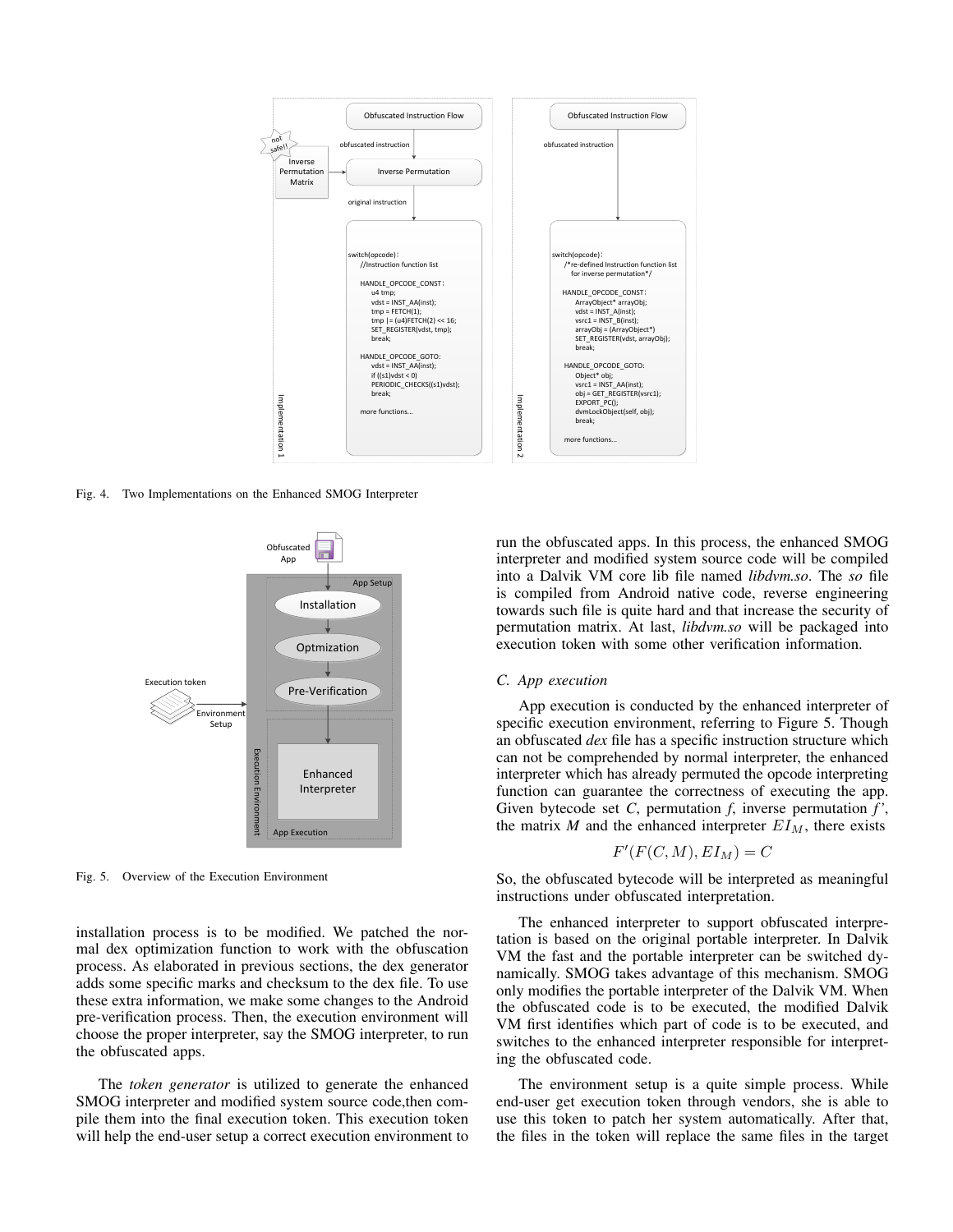Fig. 4. Two Implementations on the Enhanced SMOG Interpreter

Fig. 5. Overview of the Execution Environment

installation process is to be modified. We patched the normal dex optimization function to work with the obfuscation process. As elaborated in previous sections, the dex generator adds some specific marks and checksum to the dex file. To use these extra information, we make some changes to the Android pre-verification process. Then, the execution environment will choose the proper interpreter, say the SMOG interpreter, to run the obfuscated apps.

The *token generator* is utilized to generate the enhanced SMOG interpreter and modified system source code,then compile them into the final execution token. This execution token will help the end-user setup a correct execution environment to run the obfuscated apps. In this process, the enhanced SMOG interpreter and modified system source code will be compiled into a Dalvik VM core lib file named *libdvm.so*. The *so* file is compiled from Android native code, reverse engineering towards such file is quite hard and that increase the security of permutation matrix. At last, *libdvm.so* will be packaged into execution token with some other verification information.

### C. App execution

App execution is conducted by the enhanced interpreter of specific execution environment, referring to Figure 5. Though an obfuscated *dex* file has a specific instruction structure which can not be comprehended by normal interpreter, the enhanced interpreter which has already permuted the opcode interpreting function can guarantee the correctness of executing the app. Given bytecode set *C*, permutation *f*, inverse permutation $f'$, the matrix *M* and the enhanced interpreter $EI_M$, there exists

$$F'(F(C, M), EI_M) = C$$

So, the obfuscated bytecode will be interpreted as meaningful instructions under obfuscated interpretation.

The enhanced interpreter to support obfuscated interpretation is based on the original portable interpreter. In Dalvik VM the fast and the portable interpreter can be switched dynamically. SMOG takes advantage of this mechanism. SMOG only modifies the portable interpreter of the Dalvik VM. When the obfuscated code is to be executed, the modified Dalvik VM first identifies which part of code is to be executed, and switches to the enhanced interpreter responsible for interpreting the obfuscated code.

The environment setup is a quite simple process. While end-user get execution token through vendors, she is able to use this token to patch her system automatically. After that, the files in the token will replace the same files in the target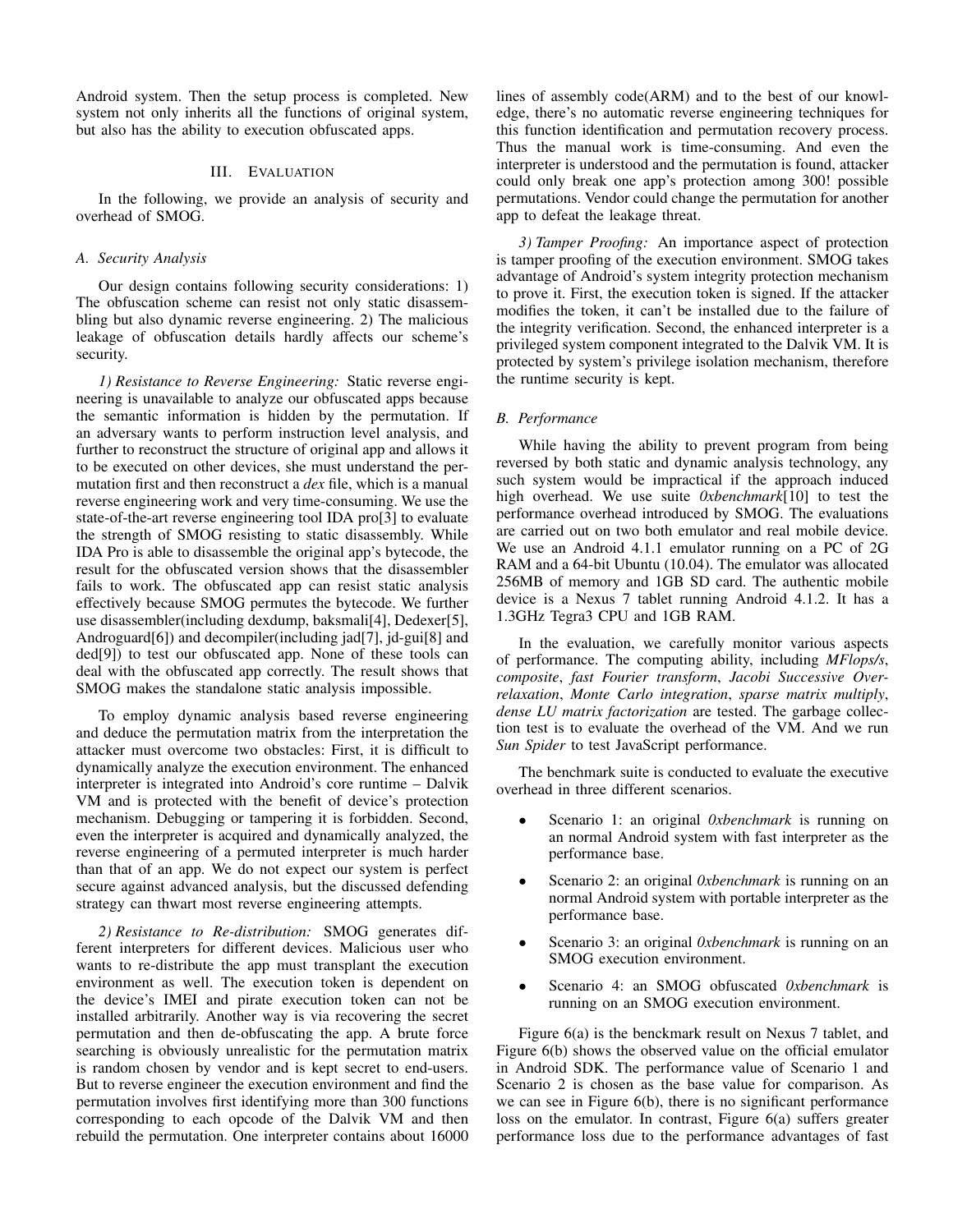Android system. Then the setup process is completed. New system not only inherits all the functions of original system, but also has the ability to execution obfuscated apps.

## III. Evaluation

In the following, we provide an analysis of security and overhead of SMOG.

### A. Security Analysis

Our design contains following security considerations: 1) The obfuscation scheme can resist not only static disassembling but also dynamic reverse engineering. 2) The malicious leakage of obfuscation details hardly affects our scheme's security.

*1) Resistance to Reverse Engineering:* Static reverse engineering is unavailable to analyze our obfuscated apps because the semantic information is hidden by the permutation. If an adversary wants to perform instruction level analysis, and further to reconstruct the structure of original app and allows it to be executed on other devices, she must understand the permutation first and then reconstruct a *dex* file, which is a manual reverse engineering work and very time-consuming. We use the state-of-the-art reverse engineering tool IDA pro[3] to evaluate the strength of SMOG resisting to static disassembly. While IDA Pro is able to disassemble the original app's bytecode, the result for the obfuscated version shows that the disassembler fails to work. The obfuscated app can resist static analysis effectively because SMOG permutes the bytecode. We further use disassembler(including dexdump, baksmali[4], Dedexer[5], Androguard[6]) and decompiler(including jad[7], jd-gui[8] and ded[9]) to test our obfuscated app. None of these tools can deal with the obfuscated app correctly. The result shows that SMOG makes the standalone static analysis impossible.

To employ dynamic analysis based reverse engineering and deduce the permutation matrix from the interpretation the attacker must overcome two obstacles: First, it is difficult to dynamically analyze the execution environment. The enhanced interpreter is integrated into Android's core runtime – Dalvik VM and is protected with the benefit of device's protection mechanism. Debugging or tampering it is forbidden. Second, even the interpreter is acquired and dynamically analyzed, the reverse engineering of a permuted interpreter is much harder than that of an app. We do not expect our system is perfect secure against advanced analysis, but the discussed defending strategy can thwart most reverse engineering attempts.

*2) Resistance to Re-distribution:* SMOG generates different interpreters for different devices. Malicious user who wants to re-distribute the app must transplant the execution environment as well. The execution token is dependent on the device's IMEI and pirate execution token can not be installed arbitrarily. Another way is via recovering the secret permutation and then de-obfuscating the app. A brute force searching is obviously unrealistic for the permutation matrix is random chosen by vendor and is kept secret to end-users. But to reverse engineer the execution environment and find the permutation involves first identifying more than 300 functions corresponding to each opcode of the Dalvik VM and then rebuild the permutation. One interpreter contains about 16000 lines of assembly code(ARM) and to the best of our knowledge, there's no automatic reverse engineering techniques for this function identification and permutation recovery process. Thus the manual work is time-consuming. And even the interpreter is understood and the permutation is found, attacker could only break one app's protection among 300! possible permutations. Vendor could change the permutation for another app to defeat the leakage threat.

*3) Tamper Proofing:* An importance aspect of protection is tamper proofing of the execution environment. SMOG takes advantage of Android's system integrity protection mechanism to prove it. First, the execution token is signed. If the attacker modifies the token, it can't be installed due to the failure of the integrity verification. Second, the enhanced interpreter is a privileged system component integrated to the Dalvik VM. It is protected by system's privilege isolation mechanism, therefore the runtime security is kept.

### B. Performance

While having the ability to prevent program from being reversed by both static and dynamic analysis technology, any such system would be impractical if the approach induced high overhead. We use suite *0xbenchmark*[10] to test the performance overhead introduced by SMOG. The evaluations are carried out on two both emulator and real mobile device. We use an Android 4.1.1 emulator running on a PC of 2G RAM and a 64-bit Ubuntu (10.04). The emulator was allocated 256MB of memory and 1GB SD card. The authentic mobile device is a Nexus 7 tablet running Android 4.1.2. It has a 1.3GHz Tegra3 CPU and 1GB RAM.

In the evaluation, we carefully monitor various aspects of performance. The computing ability, including *MFlops/s*, *composite*, *fast Fourier transform*, *Jacobi Successive Over-relaxation*, *Monte Carlo integration*, *sparse matrix multiply*, *dense LU matrix factorization* are tested. The garbage collection test is to evaluate the overhead of the VM. And we run *Sun Spider* to test JavaScript performance.

The benchmark suite is conducted to evaluate the executive overhead in three different scenarios.

- Scenario 1: an original *0xbenchmark* is running on an normal Android system with fast interpreter as the performance base.
- Scenario 2: an original *0xbenchmark* is running on an normal Android system with portable interpreter as the performance base.
- Scenario 3: an original *0xbenchmark* is running on an SMOG execution environment.
- Scenario 4: an SMOG obfuscated *0xbenchmark* is running on an SMOG execution environment.

Figure 6(a) is the benckmark result on Nexus 7 tablet, and Figure 6(b) shows the observed value on the official emulator in Android SDK. The performance value of Scenario 1 and Scenario 2 is chosen as the base value for comparison. As we can see in Figure 6(b), there is no significant performance loss on the emulator. In contrast, Figure 6(a) suffers greater performance loss due to the performance advantages of fast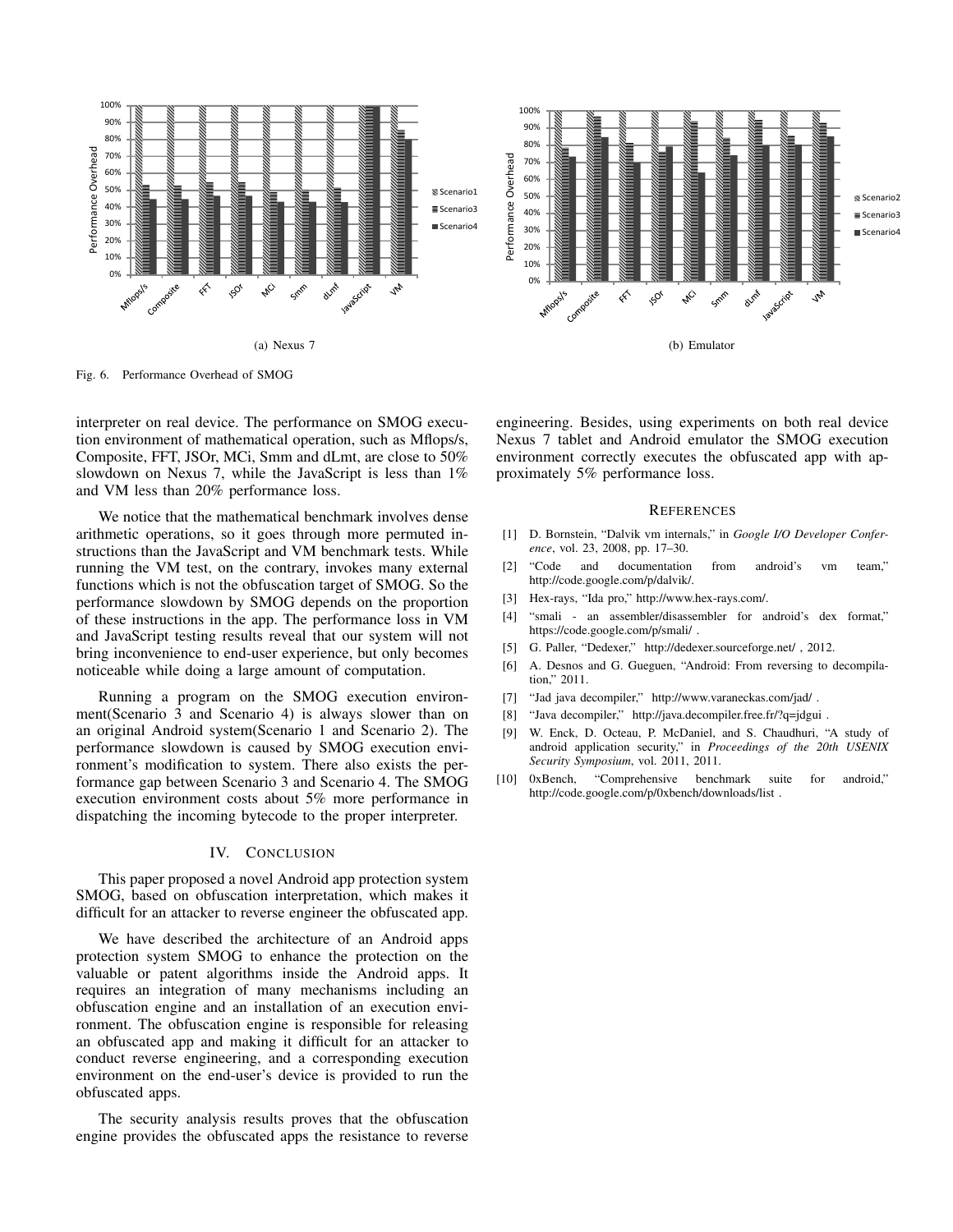100%
90%
80%
70%
60%
50%
40%
30%
20%
10%
0%

Performance Overhead

Mflops/s
Composite
FFT
JSOr
MCi
Smm
dLmf
JavaScript
VM

Scenario1
Scenario3
Scenario4

(a) Nexus 7

100%
90%
80%
70%
60%
50%
40%
30%
20%
10%
0%

Performance Overhead

Mflops/s
Composite
FFT
JSOr
MCi
Smm
dLmf
JavaScript
VM

Scenario2
Scenario3
Scenario4

(b) Emulator

Fig. 6. Performance Overhead of SMOG

interpreter on real device. The performance on SMOG execution environment of mathematical operation, such as Mflops/s, Composite, FFT, JSOr, MCi, Smm and dLmt, are close to 50% slowdown on Nexus 7, while the JavaScript is less than 1% and VM less than 20% performance loss.

We notice that the mathematical benchmark involves dense arithmetic operations, so it goes through more permuted instructions than the JavaScript and VM benchmark tests. While running the VM test, on the contrary, invokes many external functions which is not the obfuscation target of SMOG. So the performance slowdown by SMOG depends on the proportion of these instructions in the app. The performance loss in VM and JavaScript testing results reveal that our system will not bring inconvenience to end-user experience, but only becomes noticeable while doing a large amount of computation.

Running a program on the SMOG execution environment(Scenario 3 and Scenario 4) is always slower than on an original Android system(Scenario 1 and Scenario 2). The performance slowdown is caused by SMOG execution environment's modification to system. There also exists the performance gap between Scenario 3 and Scenario 4. The SMOG execution environment costs about 5% more performance in dispatching the incoming bytecode to the proper interpreter.

## IV. Conclusion

This paper proposed a novel Android app protection system SMOG, based on obfuscation interpretation, which makes it difficult for an attacker to reverse engineer the obfuscated app.

We have described the architecture of an Android apps protection system SMOG to enhance the protection on the valuable or patent algorithms inside the Android apps. It requires an integration of many mechanisms including an obfuscation engine and an installation of an execution environment. The obfuscation engine is responsible for releasing an obfuscated app and making it difficult for an attacker to conduct reverse engineering, and a corresponding execution environment on the end-user's device is provided to run the obfuscated apps.

The security analysis results proves that the obfuscation engine provides the obfuscated apps the resistance to reverse engineering. Besides, using experiments on both real device Nexus 7 tablet and Android emulator the SMOG execution environment correctly executes the obfuscated app with approximately 5% performance loss.

## References

[1] D. Bornstein, "Dalvik vm internals," in *Google I/O Developer Conference*, vol. 23, 2008, pp. 17–30.

[2] "Code and documentation from android's vm team," http://code.google.com/p/dalvik/.

[3] Hex-rays, "Ida pro," http://www.hex-rays.com/.

[4] "smali - an assembler/disassembler for android's dex format," https://code.google.com/p/smali/ .

[5] G. Paller, "Dedexer," http://dedexer.sourceforge.net/ , 2012.

[6] A. Desnos and G. Gueguen, "Android: From reversing to decompilation," 2011.

[7] "Jad java decompiler," http://www.varaneckas.com/jad/ .

[8] "Java decompiler," http://java.decompiler.free.fr/?q=jdgui .

[9] W. Enck, D. Octeau, P. McDaniel, and S. Chaudhuri, "A study of android application security," in *Proceedings of the 20th USENIX Security Symposium*, vol. 2011, 2011.

[10] 0xBench, "Comprehensive benchmark suite for android," http://code.google.com/p/0xbench/downloads/list .